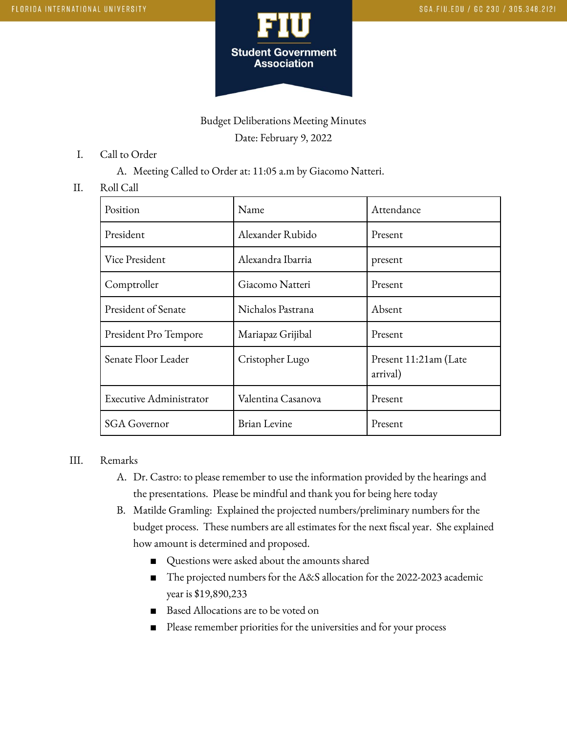# Budget Deliberations Meeting Minutes

Date: February 9, 2022

I. Call to Order

   A. Meeting Called to Order at: 11:05 a.m by Giacomo Natteri.

II. Roll Call

| Position | Name | Attendance |
|---|---|---|
| President | Alexander Rubido | Present |
| Vice President | Alexandra Ibarria | present |
| Comptroller | Giacomo Natteri | Present |
| President of Senate | Nichalos Pastrana | Absent |
| President Pro Tempore | Mariapaz Grijibal | Present |
| Senate Floor Leader | Cristopher Lugo | Present 11:21am (Late arrival) |
| Executive Administrator | Valentina Casanova | Present |
| SGA Governor | Brian Levine | Present |

III. Remarks

   A. Dr. Castro: to please remember to use the information provided by the hearings and the presentations. Please be mindful and thank you for being here today

   B. Matilde Gramling: Explained the projected numbers/preliminary numbers for the budget process. These numbers are all estimates for the next fiscal year. She explained how amount is determined and proposed.

      - Questions were asked about the amounts shared
      - The projected numbers for the A&S allocation for the 2022-2023 academic year is $19,890,233
      - Based Allocations are to be voted on
      - Please remember priorities for the universities and for your process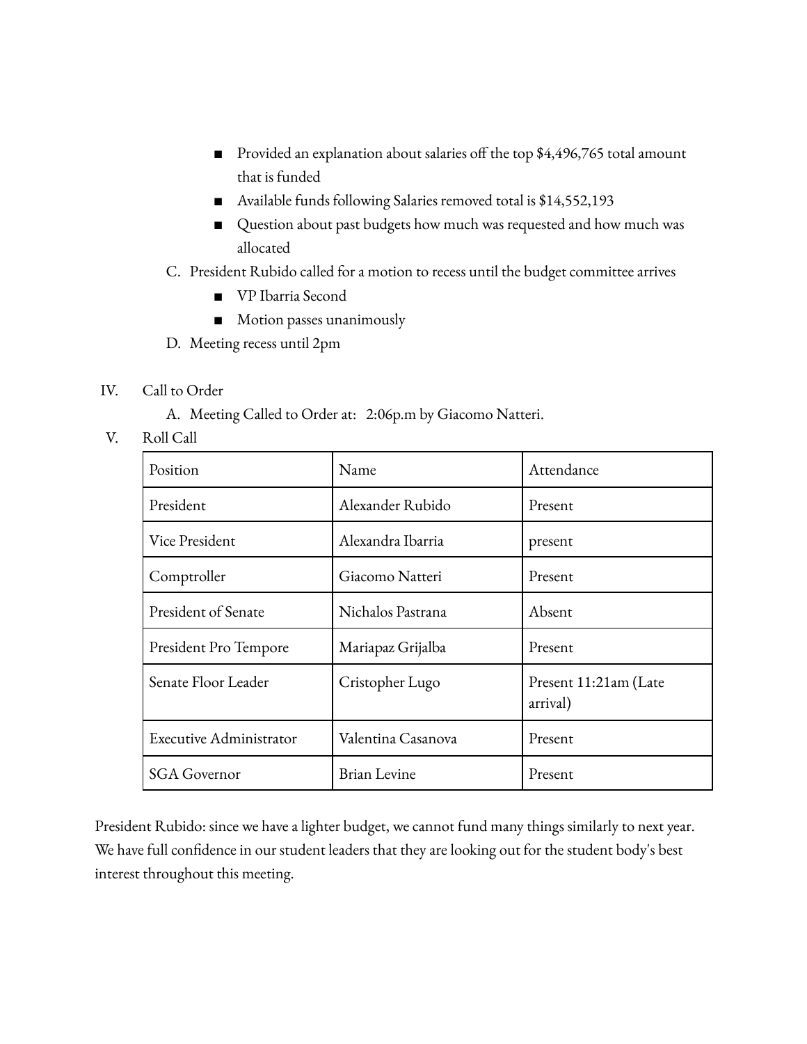- Provided an explanation about salaries off the top $4,496,765 total amount that is funded
- Available funds following Salaries removed total is $14,552,193
- Question about past budgets how much was requested and how much was allocated

C. President Rubido called for a motion to recess until the budget committee arrives

- VP Ibarria Second
- Motion passes unanimously

D. Meeting recess until 2pm

IV. Call to Order

A. Meeting Called to Order at: 2:06p.m by Giacomo Natteri.

V. Roll Call

| Position | Name | Attendance |
|---|---|---|
| President | Alexander Rubido | Present |
| Vice President | Alexandra Ibarria | present |
| Comptroller | Giacomo Natteri | Present |
| President of Senate | Nichalos Pastrana | Absent |
| President Pro Tempore | Mariapaz Grijalba | Present |
| Senate Floor Leader | Cristopher Lugo | Present 11:21am (Late arrival) |
| Executive Administrator | Valentina Casanova | Present |
| SGA Governor | Brian Levine | Present |

President Rubido: since we have a lighter budget, we cannot fund many things similarly to next year. We have full confidence in our student leaders that they are looking out for the student body's best interest throughout this meeting.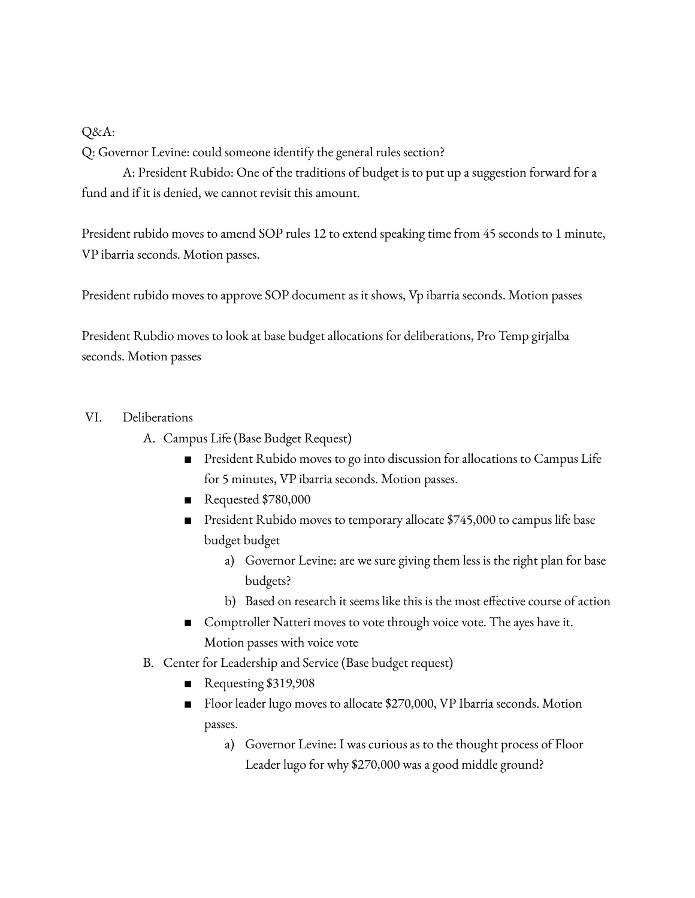Q&A:

Q: Governor Levine: could someone identify the general rules section?

A: President Rubido: One of the traditions of budget is to put up a suggestion forward for a fund and if it is denied, we cannot revisit this amount.

President rubido moves to amend SOP rules 12 to extend speaking time from 45 seconds to 1 minute, VP ibarria seconds. Motion passes.

President rubido moves to approve SOP document as it shows, Vp ibarria seconds. Motion passes

President Rubdio moves to look at base budget allocations for deliberations, Pro Temp girjalba seconds. Motion passes

VI. Deliberations

A. Campus Life (Base Budget Request)

- President Rubido moves to go into discussion for allocations to Campus Life for 5 minutes, VP ibarria seconds. Motion passes.
- Requested $780,000
- President Rubido moves to temporary allocate $745,000 to campus life base budget budget
  a) Governor Levine: are we sure giving them less is the right plan for base budgets?
  b) Based on research it seems like this is the most effective course of action
- Comptroller Natteri moves to vote through voice vote. The ayes have it. Motion passes with voice vote

B. Center for Leadership and Service (Base budget request)

- Requesting $319,908
- Floor leader lugo moves to allocate $270,000, VP Ibarria seconds. Motion passes.
  a) Governor Levine: I was curious as to the thought process of Floor Leader lugo for why $270,000 was a good middle ground?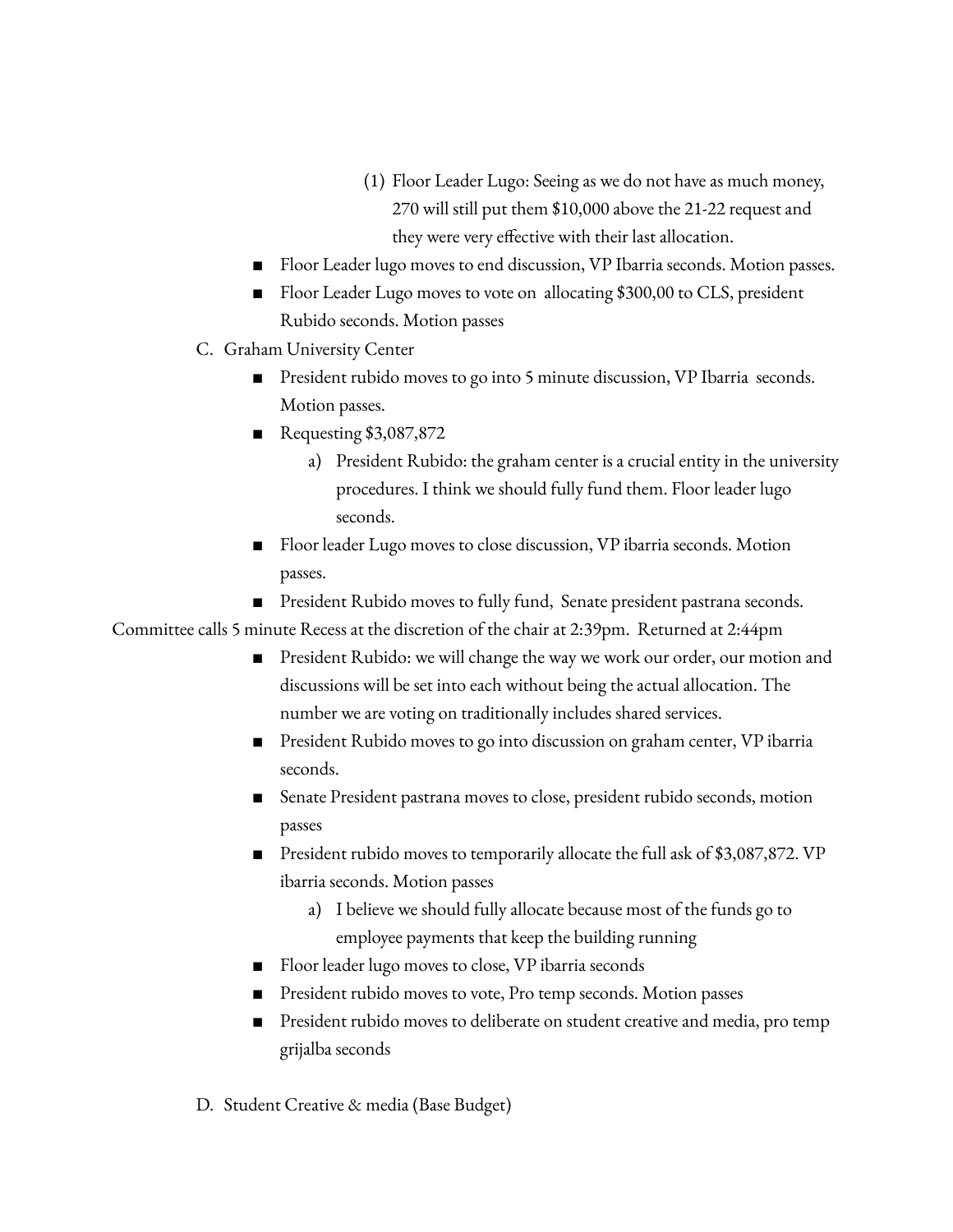(1) Floor Leader Lugo: Seeing as we do not have as much money, 270 will still put them $10,000 above the 21-22 request and they were very effective with their last allocation.

- Floor Leader lugo moves to end discussion, VP Ibarria seconds. Motion passes.
- Floor Leader Lugo moves to vote on allocating $300,00 to CLS, president Rubido seconds. Motion passes

C. Graham University Center

- President rubido moves to go into 5 minute discussion, VP Ibarria seconds. Motion passes.
- Requesting $3,087,872
  a) President Rubido: the graham center is a crucial entity in the university procedures. I think we should fully fund them. Floor leader lugo seconds.
- Floor leader Lugo moves to close discussion, VP ibarria seconds. Motion passes.
- President Rubido moves to fully fund, Senate president pastrana seconds.

Committee calls 5 minute Recess at the discretion of the chair at 2:39pm. Returned at 2:44pm

- President Rubido: we will change the way we work our order, our motion and discussions will be set into each without being the actual allocation. The number we are voting on traditionally includes shared services.
- President Rubido moves to go into discussion on graham center, VP ibarria seconds.
- Senate President pastrana moves to close, president rubido seconds, motion passes
- President rubido moves to temporarily allocate the full ask of $3,087,872. VP ibarria seconds. Motion passes
  a) I believe we should fully allocate because most of the funds go to employee payments that keep the building running
- Floor leader lugo moves to close, VP ibarria seconds
- President rubido moves to vote, Pro temp seconds. Motion passes
- President rubido moves to deliberate on student creative and media, pro temp grijalba seconds

D. Student Creative & media (Base Budget)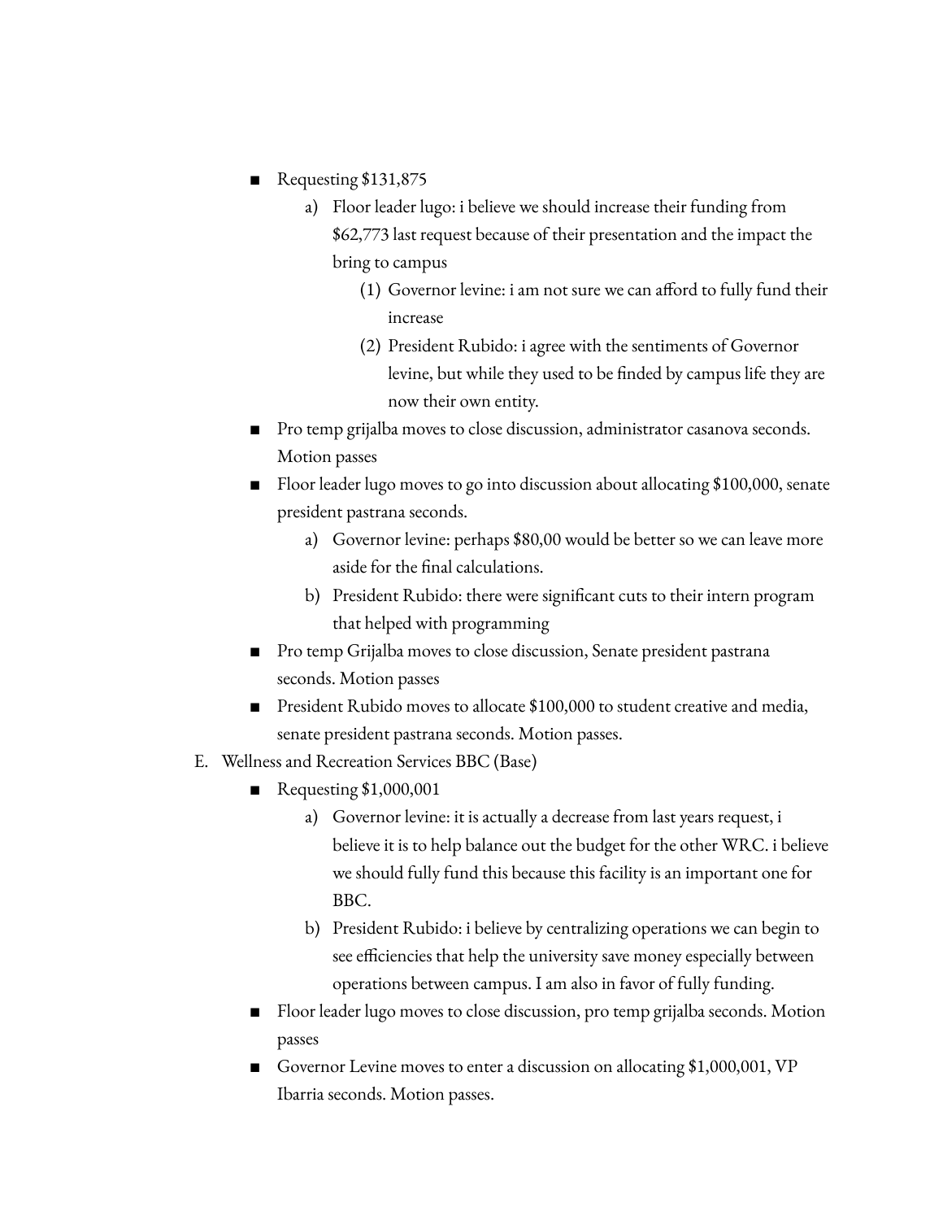- Requesting $131,875
    a) Floor leader lugo: i believe we should increase their funding from $62,773 last request because of their presentation and the impact the bring to campus
        (1) Governor levine: i am not sure we can afford to fully fund their increase
        (2) President Rubido: i agree with the sentiments of Governor levine, but while they used to be finded by campus life they are now their own entity.
- Pro temp grijalba moves to close discussion, administrator casanova seconds. Motion passes
- Floor leader lugo moves to go into discussion about allocating $100,000, senate president pastrana seconds.
    a) Governor levine: perhaps $80,00 would be better so we can leave more aside for the final calculations.
    b) President Rubido: there were significant cuts to their intern program that helped with programming
- Pro temp Grijalba moves to close discussion, Senate president pastrana seconds. Motion passes
- President Rubido moves to allocate $100,000 to student creative and media, senate president pastrana seconds. Motion passes.

E. Wellness and Recreation Services BBC (Base)

- Requesting $1,000,001
    a) Governor levine: it is actually a decrease from last years request, i believe it is to help balance out the budget for the other WRC. i believe we should fully fund this because this facility is an important one for BBC.
    b) President Rubido: i believe by centralizing operations we can begin to see efficiencies that help the university save money especially between operations between campus. I am also in favor of fully funding.
- Floor leader lugo moves to close discussion, pro temp grijalba seconds. Motion passes
- Governor Levine moves to enter a discussion on allocating $1,000,001, VP Ibarria seconds. Motion passes.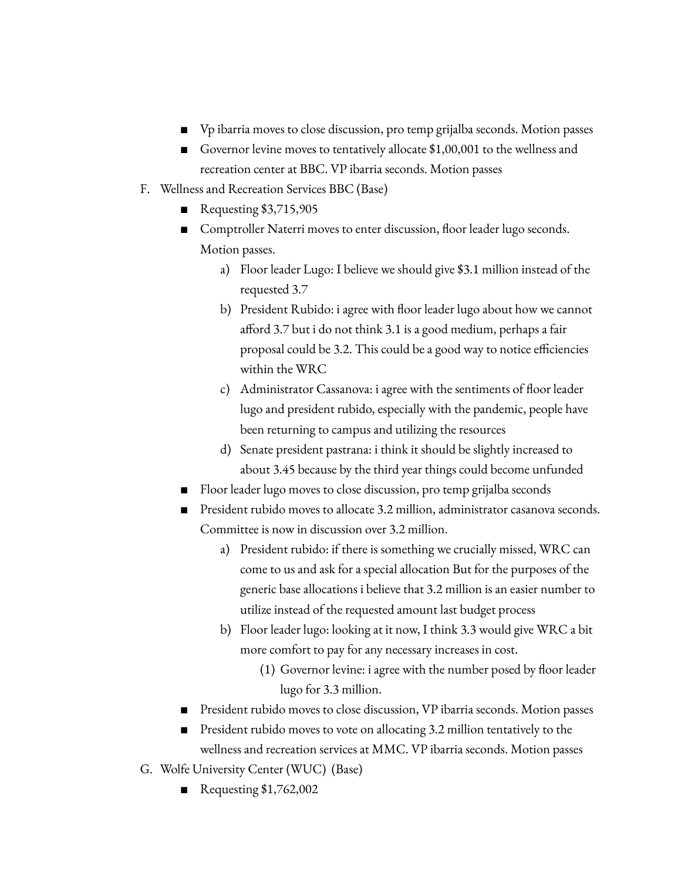- Vp ibarria moves to close discussion, pro temp grijalba seconds. Motion passes
- Governor levine moves to tentatively allocate $1,00,001 to the wellness and recreation center at BBC. VP ibarria seconds. Motion passes

F. Wellness and Recreation Services BBC (Base)

- Requesting $3,715,905
- Comptroller Naterri moves to enter discussion, floor leader lugo seconds. Motion passes.
    a) Floor leader Lugo: I believe we should give $3.1 million instead of the requested 3.7
    b) President Rubido: i agree with floor leader lugo about how we cannot afford 3.7 but i do not think 3.1 is a good medium, perhaps a fair proposal could be 3.2. This could be a good way to notice efficiencies within the WRC
    c) Administrator Cassanova: i agree with the sentiments of floor leader lugo and president rubido, especially with the pandemic, people have been returning to campus and utilizing the resources
    d) Senate president pastrana: i think it should be slightly increased to about 3.45 because by the third year things could become unfunded
- Floor leader lugo moves to close discussion, pro temp grijalba seconds
- President rubido moves to allocate 3.2 million, administrator casanova seconds. Committee is now in discussion over 3.2 million.
    a) President rubido: if there is something we crucially missed, WRC can come to us and ask for a special allocation But for the purposes of the generic base allocations i believe that 3.2 million is an easier number to utilize instead of the requested amount last budget process
    b) Floor leader lugo: looking at it now, I think 3.3 would give WRC a bit more comfort to pay for any necessary increases in cost.
        (1) Governor levine: i agree with the number posed by floor leader lugo for 3.3 million.
- President rubido moves to close discussion, VP ibarria seconds. Motion passes
- President rubido moves to vote on allocating 3.2 million tentatively to the wellness and recreation services at MMC. VP ibarria seconds. Motion passes

G. Wolfe University Center (WUC) (Base)

- Requesting $1,762,002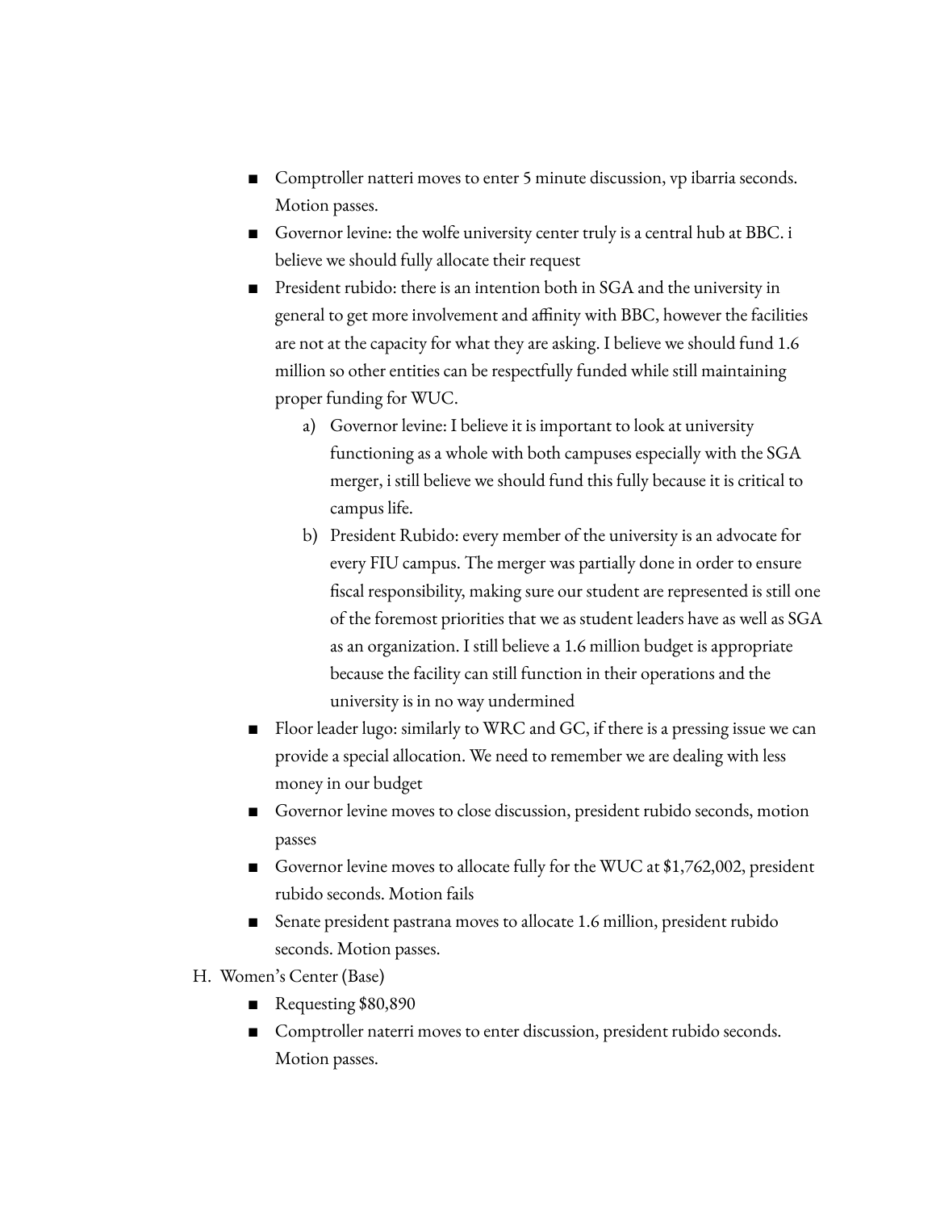- Comptroller natteri moves to enter 5 minute discussion, vp ibarria seconds. Motion passes.
- Governor levine: the wolfe university center truly is a central hub at BBC. i believe we should fully allocate their request
- President rubido: there is an intention both in SGA and the university in general to get more involvement and affinity with BBC, however the facilities are not at the capacity for what they are asking. I believe we should fund 1.6 million so other entities can be respectfully funded while still maintaining proper funding for WUC.
    a) Governor levine: I believe it is important to look at university functioning as a whole with both campuses especially with the SGA merger, i still believe we should fund this fully because it is critical to campus life.
    b) President Rubido: every member of the university is an advocate for every FIU campus. The merger was partially done in order to ensure fiscal responsibility, making sure our student are represented is still one of the foremost priorities that we as student leaders have as well as SGA as an organization. I still believe a 1.6 million budget is appropriate because the facility can still function in their operations and the university is in no way undermined
- Floor leader lugo: similarly to WRC and GC, if there is a pressing issue we can provide a special allocation. We need to remember we are dealing with less money in our budget
- Governor levine moves to close discussion, president rubido seconds, motion passes
- Governor levine moves to allocate fully for the WUC at $1,762,002, president rubido seconds. Motion fails
- Senate president pastrana moves to allocate 1.6 million, president rubido seconds. Motion passes.

H. Women's Center (Base)
- Requesting $80,890
- Comptroller naterri moves to enter discussion, president rubido seconds. Motion passes.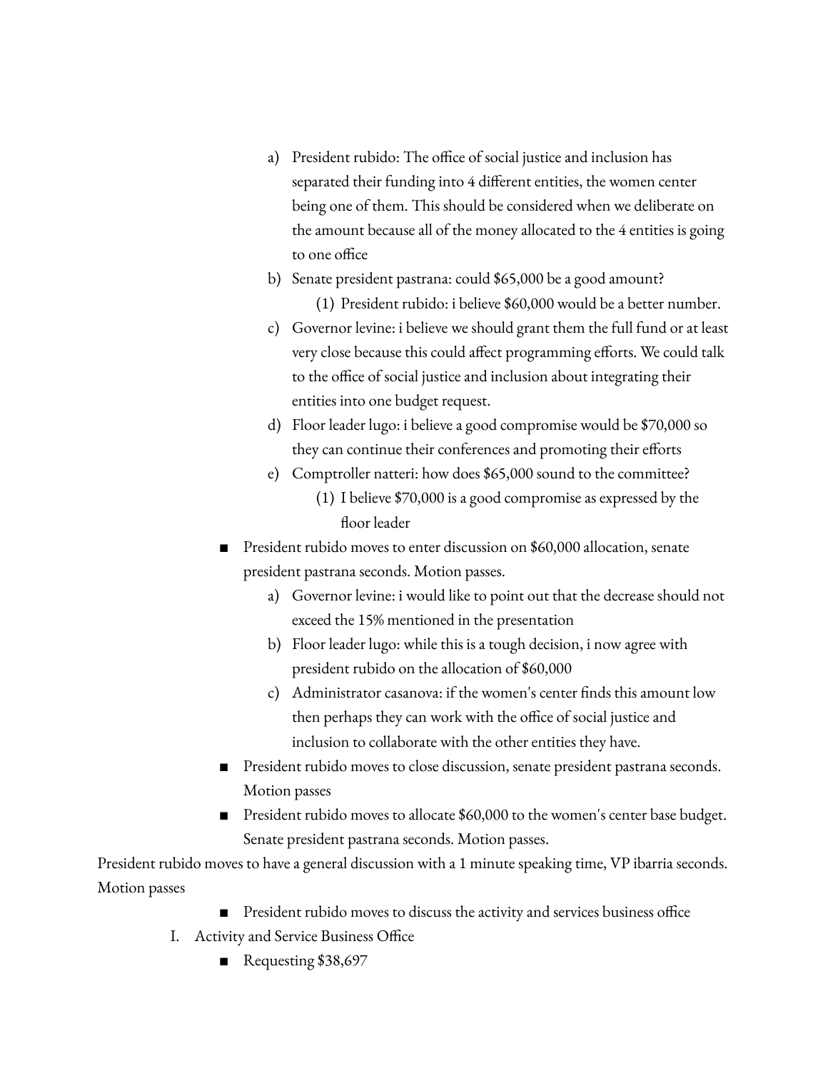a) President rubido: The office of social justice and inclusion has separated their funding into 4 different entities, the women center being one of them. This should be considered when we deliberate on the amount because all of the money allocated to the 4 entities is going to one office
b) Senate president pastrana: could $65,000 be a good amount?
    (1) President rubido: i believe $60,000 would be a better number.
c) Governor levine: i believe we should grant them the full fund or at least very close because this could affect programming efforts. We could talk to the office of social justice and inclusion about integrating their entities into one budget request.
d) Floor leader lugo: i believe a good compromise would be $70,000 so they can continue their conferences and promoting their efforts
e) Comptroller natteri: how does $65,000 sound to the committee?
    (1) I believe $70,000 is a good compromise as expressed by the floor leader

- President rubido moves to enter discussion on $60,000 allocation, senate president pastrana seconds. Motion passes.
    a) Governor levine: i would like to point out that the decrease should not exceed the 15% mentioned in the presentation
    b) Floor leader lugo: while this is a tough decision, i now agree with president rubido on the allocation of $60,000
    c) Administrator casanova: if the women's center finds this amount low then perhaps they can work with the office of social justice and inclusion to collaborate with the other entities they have.
- President rubido moves to close discussion, senate president pastrana seconds. Motion passes
- President rubido moves to allocate $60,000 to the women's center base budget. Senate president pastrana seconds. Motion passes.

President rubido moves to have a general discussion with a 1 minute speaking time, VP ibarria seconds. Motion passes

- President rubido moves to discuss the activity and services business office

I. Activity and Service Business Office
- Requesting $38,697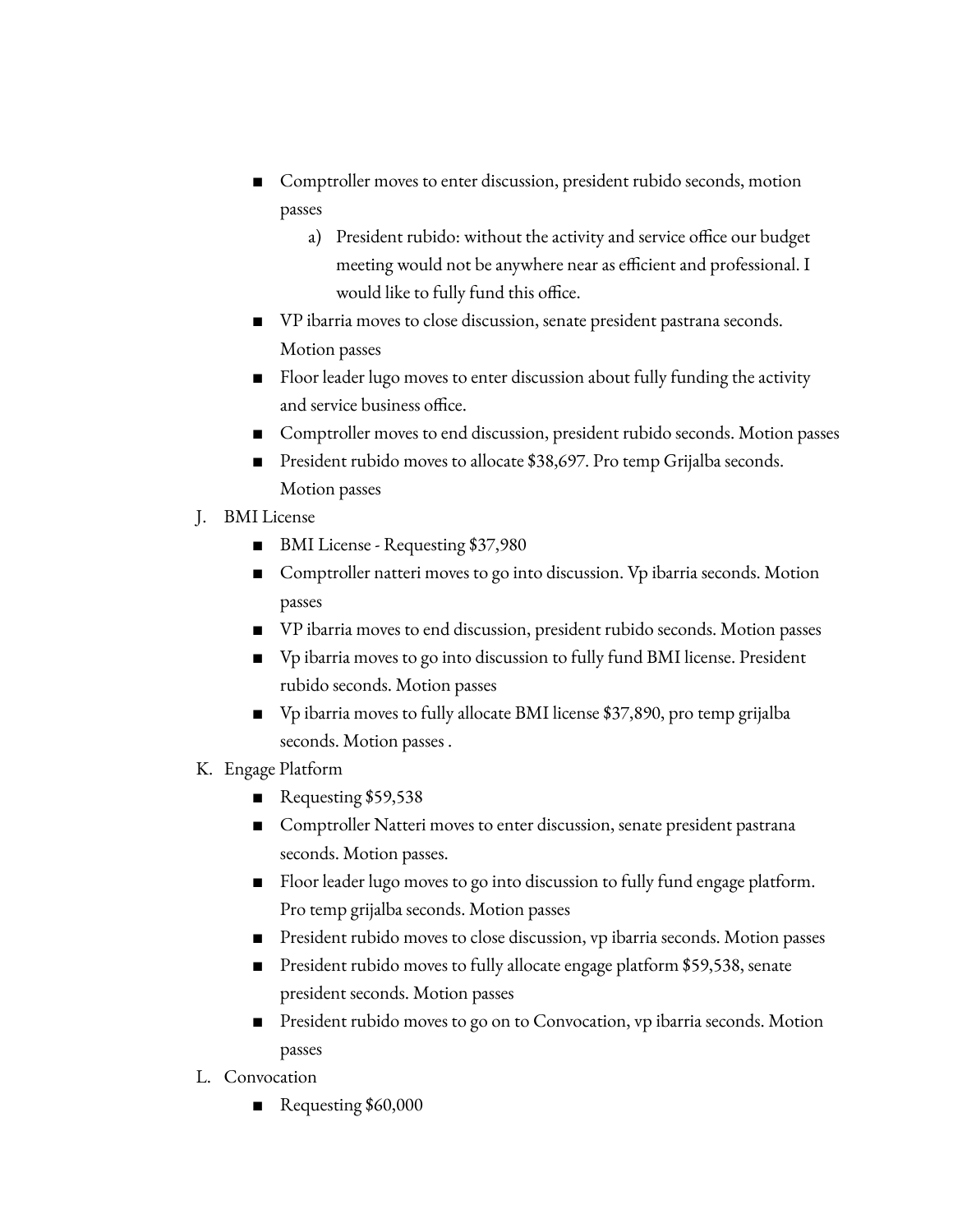- Comptroller moves to enter discussion, president rubido seconds, motion passes
    a) President rubido: without the activity and service office our budget meeting would not be anywhere near as efficient and professional. I would like to fully fund this office.
- VP ibarria moves to close discussion, senate president pastrana seconds. Motion passes
- Floor leader lugo moves to enter discussion about fully funding the activity and service business office.
- Comptroller moves to end discussion, president rubido seconds. Motion passes
- President rubido moves to allocate $38,697. Pro temp Grijalba seconds. Motion passes

J. BMI License
- BMI License - Requesting $37,980
- Comptroller natteri moves to go into discussion. Vp ibarria seconds. Motion passes
- VP ibarria moves to end discussion, president rubido seconds. Motion passes
- Vp ibarria moves to go into discussion to fully fund BMI license. President rubido seconds. Motion passes
- Vp ibarria moves to fully allocate BMI license $37,890, pro temp grijalba seconds. Motion passes .

K. Engage Platform
- Requesting $59,538
- Comptroller Natteri moves to enter discussion, senate president pastrana seconds. Motion passes.
- Floor leader lugo moves to go into discussion to fully fund engage platform. Pro temp grijalba seconds. Motion passes
- President rubido moves to close discussion, vp ibarria seconds. Motion passes
- President rubido moves to fully allocate engage platform $59,538, senate president seconds. Motion passes
- President rubido moves to go on to Convocation, vp ibarria seconds. Motion passes

L. Convocation
- Requesting $60,000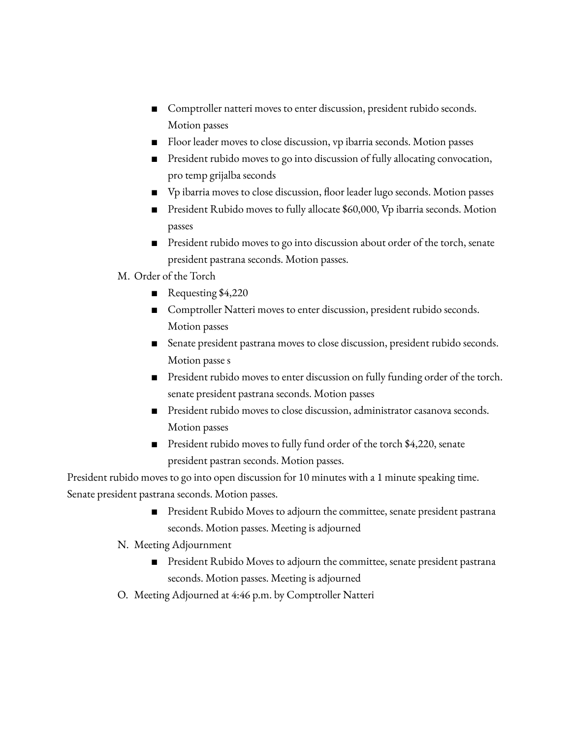- Comptroller natteri moves to enter discussion, president rubido seconds. Motion passes
- Floor leader moves to close discussion, vp ibarria seconds. Motion passes
- President rubido moves to go into discussion of fully allocating convocation, pro temp grijalba seconds
- Vp ibarria moves to close discussion, floor leader lugo seconds. Motion passes
- President Rubido moves to fully allocate $60,000, Vp ibarria seconds. Motion passes
- President rubido moves to go into discussion about order of the torch, senate president pastrana seconds. Motion passes.

M. Order of the Torch

- Requesting $4,220
- Comptroller Natteri moves to enter discussion, president rubido seconds. Motion passes
- Senate president pastrana moves to close discussion, president rubido seconds. Motion passe s
- President rubido moves to enter discussion on fully funding order of the torch. senate president pastrana seconds. Motion passes
- President rubido moves to close discussion, administrator casanova seconds. Motion passes
- President rubido moves to fully fund order of the torch $4,220, senate president pastran seconds. Motion passes.

President rubido moves to go into open discussion for 10 minutes with a 1 minute speaking time. Senate president pastrana seconds. Motion passes.

- President Rubido Moves to adjourn the committee, senate president pastrana seconds. Motion passes. Meeting is adjourned

N. Meeting Adjournment

- President Rubido Moves to adjourn the committee, senate president pastrana seconds. Motion passes. Meeting is adjourned

O. Meeting Adjourned at 4:46 p.m. by Comptroller Natteri